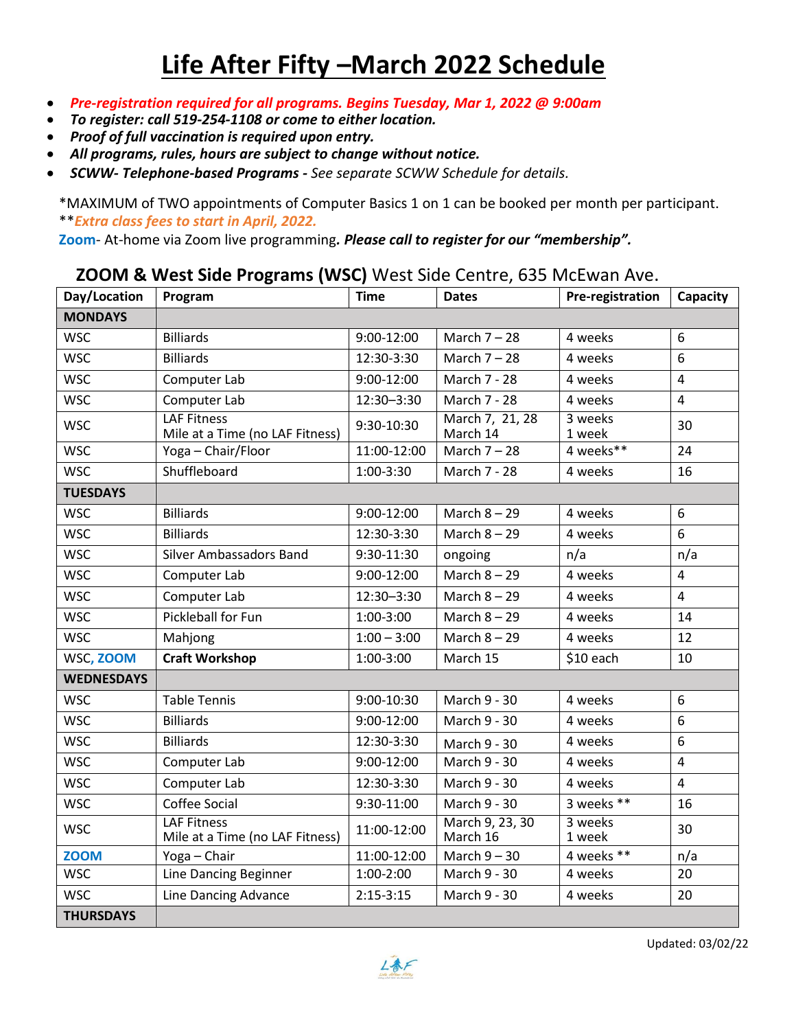# Life After Fifty –March 2022 Schedule

- ***Pre-registration required for all programs. Begins Tuesday, Mar 1, 2022 @ 9:00am***
- ***To register: call 519-254-1108 or come to either location.***
- ***Proof of full vaccination is required upon entry.***
- ***All programs, rules, hours are subject to change without notice.***
- ***SCWW- Telephone-based Programs -** See separate SCWW Schedule for details.*

*MAXIMUM of TWO appointments of Computer Basics 1 on 1 can be booked per month per participant.
***Extra class fees to start in April, 2022.***
**Zoom**- At-home via Zoom live programming***. Please call to register for our "membership".***

## ZOOM & West Side Programs (WSC) West Side Centre, 635 McEwan Ave.

| Day/Location | Program | Time | Dates | Pre-registration | Capacity |
|---|---|---|---|---|---|
| **MONDAYS** | | | | | |
| WSC | Billiards | 9:00-12:00 | March 7 – 28 | 4 weeks | 6 |
| WSC | Billiards | 12:30-3:30 | March 7 – 28 | 4 weeks | 6 |
| WSC | Computer Lab | 9:00-12:00 | March 7 - 28 | 4 weeks | 4 |
| WSC | Computer Lab | 12:30–3:30 | March 7 - 28 | 4 weeks | 4 |
| WSC | LAF Fitness<br>Mile at a Time (no LAF Fitness) | 9:30-10:30 | March 7, 21, 28<br>March 14 | 3 weeks<br>1 week | 30 |
| WSC | Yoga – Chair/Floor | 11:00-12:00 | March 7 – 28 | 4 weeks** | 24 |
| WSC | Shuffleboard | 1:00-3:30 | March 7 - 28 | 4 weeks | 16 |
| **TUESDAYS** | | | | | |
| WSC | Billiards | 9:00-12:00 | March 8 – 29 | 4 weeks | 6 |
| WSC | Billiards | 12:30-3:30 | March 8 – 29 | 4 weeks | 6 |
| WSC | Silver Ambassadors Band | 9:30-11:30 | ongoing | n/a | n/a |
| WSC | Computer Lab | 9:00-12:00 | March 8 – 29 | 4 weeks | 4 |
| WSC | Computer Lab | 12:30–3:30 | March 8 – 29 | 4 weeks | 4 |
| WSC | Pickleball for Fun | 1:00-3:00 | March 8 – 29 | 4 weeks | 14 |
| WSC | Mahjong | 1:00 – 3:00 | March 8 – 29 | 4 weeks | 12 |
| WSC, **ZOOM** | **Craft Workshop** | 1:00-3:00 | March 15 | $10 each | 10 |
| **WEDNESDAYS** | | | | | |
| WSC | Table Tennis | 9:00-10:30 | March 9 - 30 | 4 weeks | 6 |
| WSC | Billiards | 9:00-12:00 | March 9 - 30 | 4 weeks | 6 |
| WSC | Billiards | 12:30-3:30 | March 9 - 30 | 4 weeks | 6 |
| WSC | Computer Lab | 9:00-12:00 | March 9 - 30 | 4 weeks | 4 |
| WSC | Computer Lab | 12:30-3:30 | March 9 - 30 | 4 weeks | 4 |
| WSC | Coffee Social | 9:30-11:00 | March 9 - 30 | 3 weeks ** | 16 |
| WSC | LAF Fitness<br>Mile at a Time (no LAF Fitness) | 11:00-12:00 | March 9, 23, 30<br>March 16 | 3 weeks<br>1 week | 30 |
| **ZOOM** | Yoga – Chair | 11:00-12:00 | March 9 – 30 | 4 weeks ** | n/a |
| WSC | Line Dancing Beginner | 1:00-2:00 | March 9 - 30 | 4 weeks | 20 |
| WSC | Line Dancing Advance | 2:15-3:15 | March 9 - 30 | 4 weeks | 20 |
| **THURSDAYS** | | | | | |

Updated: 03/02/22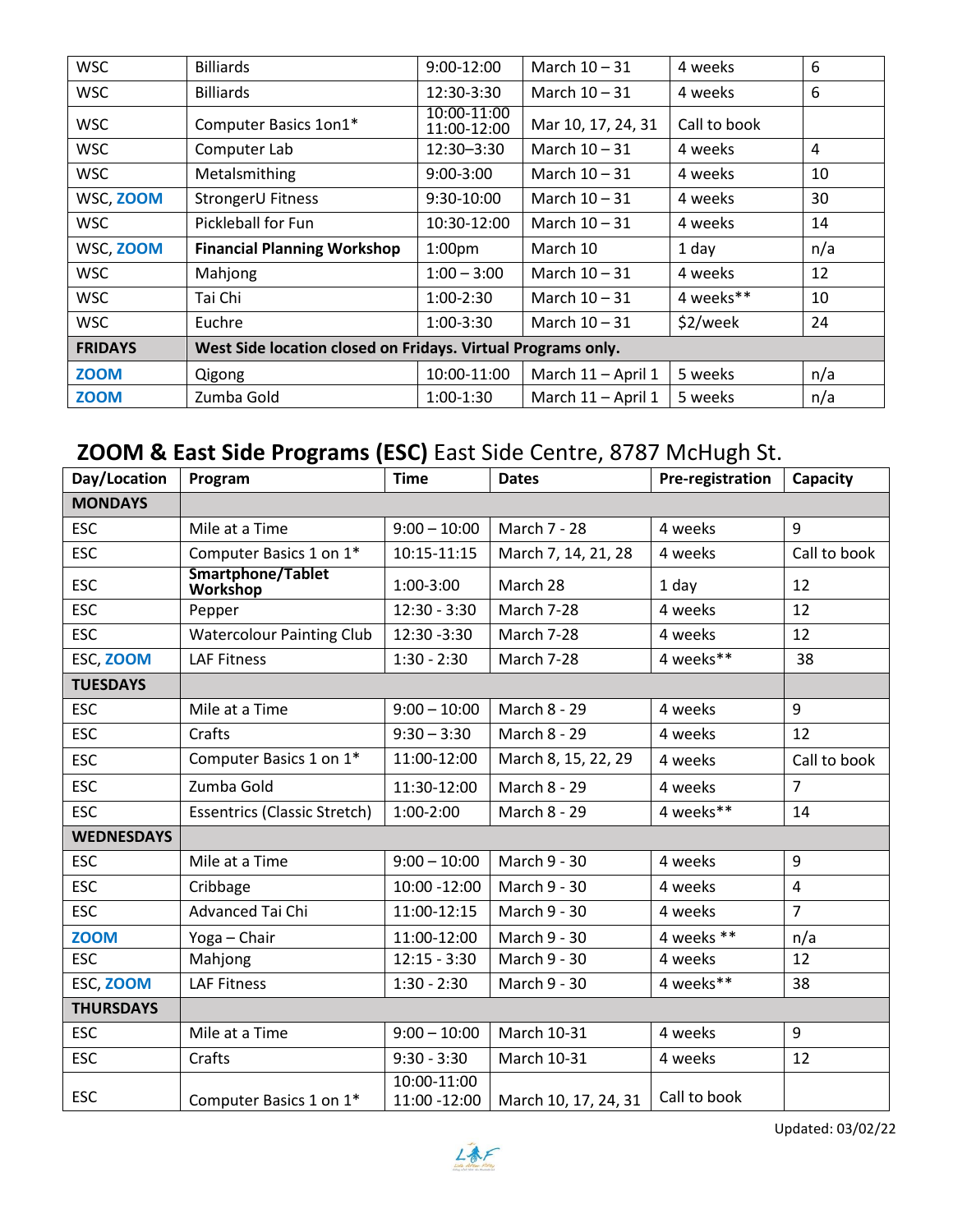| | | | | | |
|---|---|---|---|---|---|
| WSC | Billiards | 9:00-12:00 | March 10 – 31 | 4 weeks | 6 |
| WSC | Billiards | 12:30-3:30 | March 10 – 31 | 4 weeks | 6 |
| WSC | Computer Basics 1on1* | 10:00-11:00 11:00-12:00 | Mar 10, 17, 24, 31 | Call to book | |
| WSC | Computer Lab | 12:30–3:30 | March 10 – 31 | 4 weeks | 4 |
| WSC | Metalsmithing | 9:00-3:00 | March 10 – 31 | 4 weeks | 10 |
| WSC, ZOOM | StrongerU Fitness | 9:30-10:00 | March 10 – 31 | 4 weeks | 30 |
| WSC | Pickleball for Fun | 10:30-12:00 | March 10 – 31 | 4 weeks | 14 |
| WSC, ZOOM | **Financial Planning Workshop** | 1:00pm | March 10 | 1 day | n/a |
| WSC | Mahjong | 1:00 – 3:00 | March 10 – 31 | 4 weeks | 12 |
| WSC | Tai Chi | 1:00-2:30 | March 10 – 31 | 4 weeks** | 10 |
| WSC | Euchre | 1:00-3:30 | March 10 – 31 | $2/week | 24 |
| **FRIDAYS** | **West Side location closed on Fridays. Virtual Programs only.** | | | | |
| ZOOM | Qigong | 10:00-11:00 | March 11 – April 1 | 5 weeks | n/a |
| ZOOM | Zumba Gold | 1:00-1:30 | March 11 – April 1 | 5 weeks | n/a |

## ZOOM & East Side Programs (ESC) East Side Centre, 8787 McHugh St.

| Day/Location | Program | Time | Dates | Pre-registration | Capacity |
|---|---|---|---|---|---|
| **MONDAYS** | | | | | |
| ESC | Mile at a Time | 9:00 – 10:00 | March 7 - 28 | 4 weeks | 9 |
| ESC | Computer Basics 1 on 1* | 10:15-11:15 | March 7, 14, 21, 28 | 4 weeks | Call to book |
| ESC | **Smartphone/Tablet Workshop** | 1:00-3:00 | March 28 | 1 day | 12 |
| ESC | Pepper | 12:30 - 3:30 | March 7-28 | 4 weeks | 12 |
| ESC | Watercolour Painting Club | 12:30 -3:30 | March 7-28 | 4 weeks | 12 |
| ESC, ZOOM | LAF Fitness | 1:30 - 2:30 | March 7-28 | 4 weeks** | 38 |
| **TUESDAYS** | | | | | |
| ESC | Mile at a Time | 9:00 – 10:00 | March 8 - 29 | 4 weeks | 9 |
| ESC | Crafts | 9:30 – 3:30 | March 8 - 29 | 4 weeks | 12 |
| ESC | Computer Basics 1 on 1* | 11:00-12:00 | March 8, 15, 22, 29 | 4 weeks | Call to book |
| ESC | Zumba Gold | 11:30-12:00 | March 8 - 29 | 4 weeks | 7 |
| ESC | Essentrics (Classic Stretch) | 1:00-2:00 | March 8 - 29 | 4 weeks** | 14 |
| **WEDNESDAYS** | | | | | |
| ESC | Mile at a Time | 9:00 – 10:00 | March 9 - 30 | 4 weeks | 9 |
| ESC | Cribbage | 10:00 -12:00 | March 9 - 30 | 4 weeks | 4 |
| ESC | Advanced Tai Chi | 11:00-12:15 | March 9 - 30 | 4 weeks | 7 |
| ZOOM | Yoga – Chair | 11:00-12:00 | March 9 - 30 | 4 weeks ** | n/a |
| ESC | Mahjong | 12:15 - 3:30 | March 9 - 30 | 4 weeks | 12 |
| ESC, ZOOM | LAF Fitness | 1:30 - 2:30 | March 9 - 30 | 4 weeks** | 38 |
| **THURSDAYS** | | | | | |
| ESC | Mile at a Time | 9:00 – 10:00 | March 10-31 | 4 weeks | 9 |
| ESC | Crafts | 9:30 - 3:30 | March 10-31 | 4 weeks | 12 |
| ESC | Computer Basics 1 on 1* | 10:00-11:00 11:00 -12:00 | March 10, 17, 24, 31 | Call to book | |

Updated: 03/02/22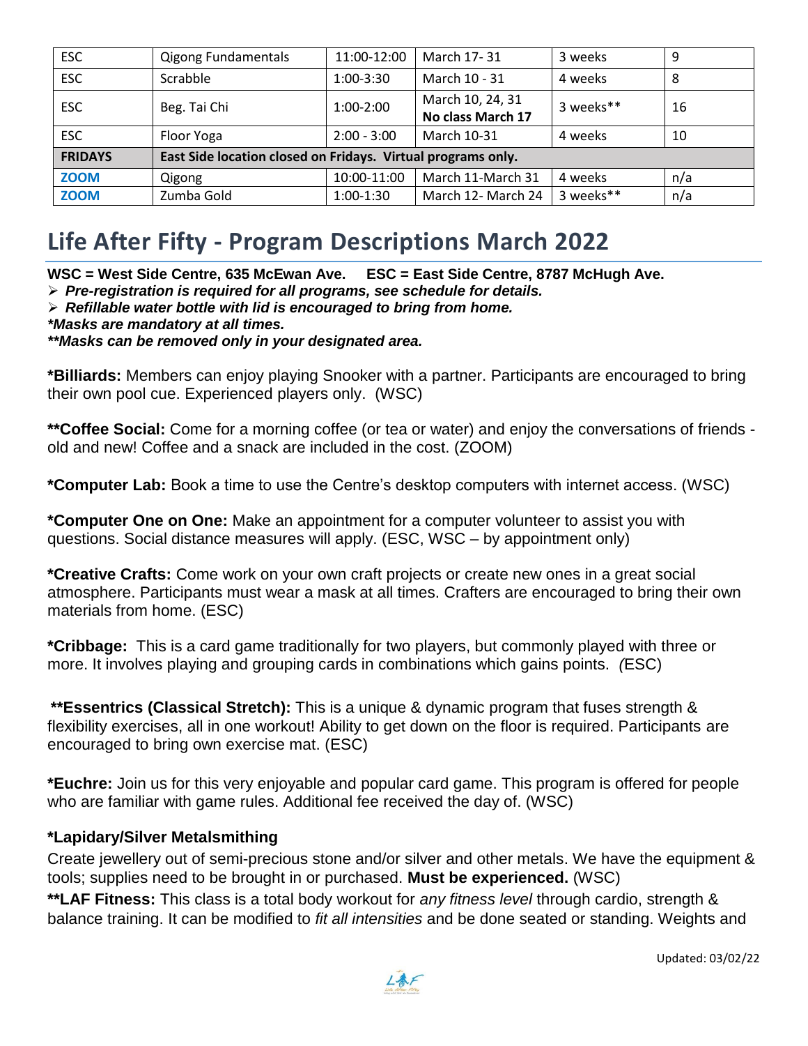| ESC | Qigong Fundamentals | 11:00-12:00 | March 17- 31 | 3 weeks | 9 |
|---|---|---|---|---|---|
| ESC | Scrabble | 1:00-3:30 | March 10 - 31 | 4 weeks | 8 |
| ESC | Beg. Tai Chi | 1:00-2:00 | March 10, 24, 31 **No class March 17** | 3 weeks** | 16 |
| ESC | Floor Yoga | 2:00 - 3:00 | March 10-31 | 4 weeks | 10 |
| **FRIDAYS** | **East Side location closed on Fridays. Virtual programs only.** | | | | |
| **ZOOM** | Qigong | 10:00-11:00 | March 11-March 31 | 4 weeks | n/a |
| **ZOOM** | Zumba Gold | 1:00-1:30 | March 12- March 24 | 3 weeks** | n/a |

# Life After Fifty - Program Descriptions March 2022

**WSC = West Side Centre, 635 McEwan Ave.    ESC = East Side Centre, 8787 McHugh Ave.**

- ***Pre-registration is required for all programs, see schedule for details.***
- ***Refillable water bottle with lid is encouraged to bring from home.***

****Masks are mandatory at all times.***

*****Masks can be removed only in your designated area.***

***Billiards:** Members can enjoy playing Snooker with a partner. Participants are encouraged to bring their own pool cue. Experienced players only. (WSC)

****Coffee Social:** Come for a morning coffee (or tea or water) and enjoy the conversations of friends - old and new! Coffee and a snack are included in the cost. (ZOOM)

***Computer Lab:** Book a time to use the Centre's desktop computers with internet access. (WSC)

***Computer One on One:** Make an appointment for a computer volunteer to assist you with questions. Social distance measures will apply. (ESC, WSC – by appointment only)

***Creative Crafts:** Come work on your own craft projects or create new ones in a great social atmosphere. Participants must wear a mask at all times. Crafters are encouraged to bring their own materials from home. (ESC)

***Cribbage:** This is a card game traditionally for two players, but commonly played with three or more. It involves playing and grouping cards in combinations which gains points. *(*ESC)

****Essentrics (Classical Stretch):** This is a unique & dynamic program that fuses strength & flexibility exercises, all in one workout! Ability to get down on the floor is required. Participants are encouraged to bring own exercise mat. (ESC)

***Euchre:** Join us for this very enjoyable and popular card game. This program is offered for people who are familiar with game rules. Additional fee received the day of. (WSC)

### *Lapidary/Silver Metalsmithing

Create jewellery out of semi-precious stone and/or silver and other metals. We have the equipment & tools; supplies need to be brought in or purchased. **Must be experienced.** (WSC)

****LAF Fitness:** This class is a total body workout for *any fitness level* through cardio, strength & balance training. It can be modified to *fit all intensities* and be done seated or standing. Weights and

Updated: 03/02/22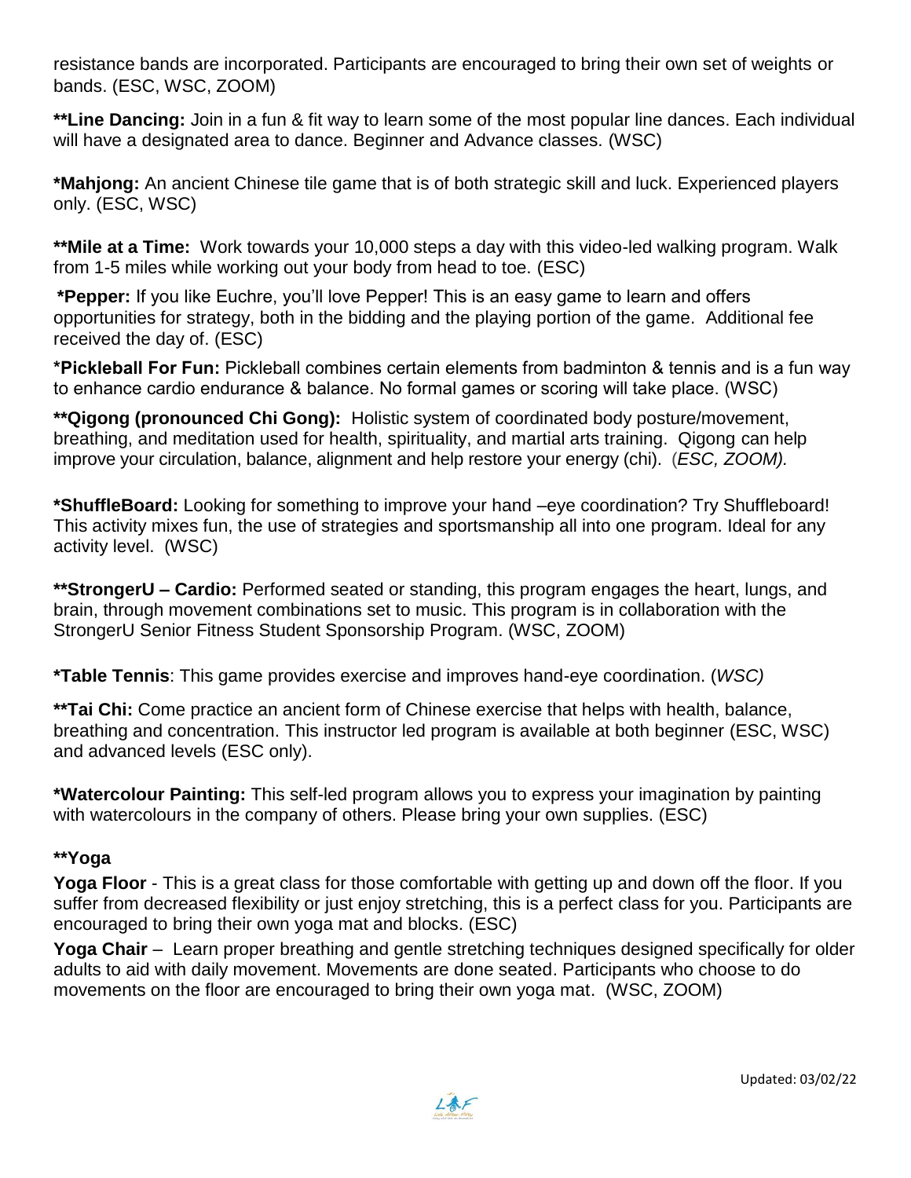resistance bands are incorporated. Participants are encouraged to bring their own set of weights or bands. (ESC, WSC, ZOOM)

**\*\*Line Dancing:** Join in a fun & fit way to learn some of the most popular line dances. Each individual will have a designated area to dance. Beginner and Advance classes. (WSC)

**\*Mahjong:** An ancient Chinese tile game that is of both strategic skill and luck. Experienced players only. (ESC, WSC)

**\*\*Mile at a Time:** Work towards your 10,000 steps a day with this video-led walking program. Walk from 1-5 miles while working out your body from head to toe. (ESC)

**\*Pepper:** If you like Euchre, you'll love Pepper! This is an easy game to learn and offers opportunities for strategy, both in the bidding and the playing portion of the game. Additional fee received the day of. (ESC)

**\*Pickleball For Fun:** Pickleball combines certain elements from badminton & tennis and is a fun way to enhance cardio endurance & balance. No formal games or scoring will take place. (WSC)

**\*\*Qigong (pronounced Chi Gong):** Holistic system of coordinated body posture/movement, breathing, and meditation used for health, spirituality, and martial arts training. Qigong can help improve your circulation, balance, alignment and help restore your energy (chi). (*ESC, ZOOM).*

**\*ShuffleBoard:** Looking for something to improve your hand –eye coordination? Try Shuffleboard! This activity mixes fun, the use of strategies and sportsmanship all into one program. Ideal for any activity level. (WSC)

**\*\*StrongerU – Cardio:** Performed seated or standing, this program engages the heart, lungs, and brain, through movement combinations set to music. This program is in collaboration with the StrongerU Senior Fitness Student Sponsorship Program. (WSC, ZOOM)

**\*Table Tennis**: This game provides exercise and improves hand-eye coordination. (*WSC)*

**\*\*Tai Chi:** Come practice an ancient form of Chinese exercise that helps with health, balance, breathing and concentration. This instructor led program is available at both beginner (ESC, WSC) and advanced levels (ESC only).

**\*Watercolour Painting:** This self-led program allows you to express your imagination by painting with watercolours in the company of others. Please bring your own supplies. (ESC)

**\*\*Yoga**

**Yoga Floor** - This is a great class for those comfortable with getting up and down off the floor. If you suffer from decreased flexibility or just enjoy stretching, this is a perfect class for you. Participants are encouraged to bring their own yoga mat and blocks. (ESC)

**Yoga Chair** – Learn proper breathing and gentle stretching techniques designed specifically for older adults to aid with daily movement. Movements are done seated. Participants who choose to do movements on the floor are encouraged to bring their own yoga mat. (WSC, ZOOM)

Updated: 03/02/22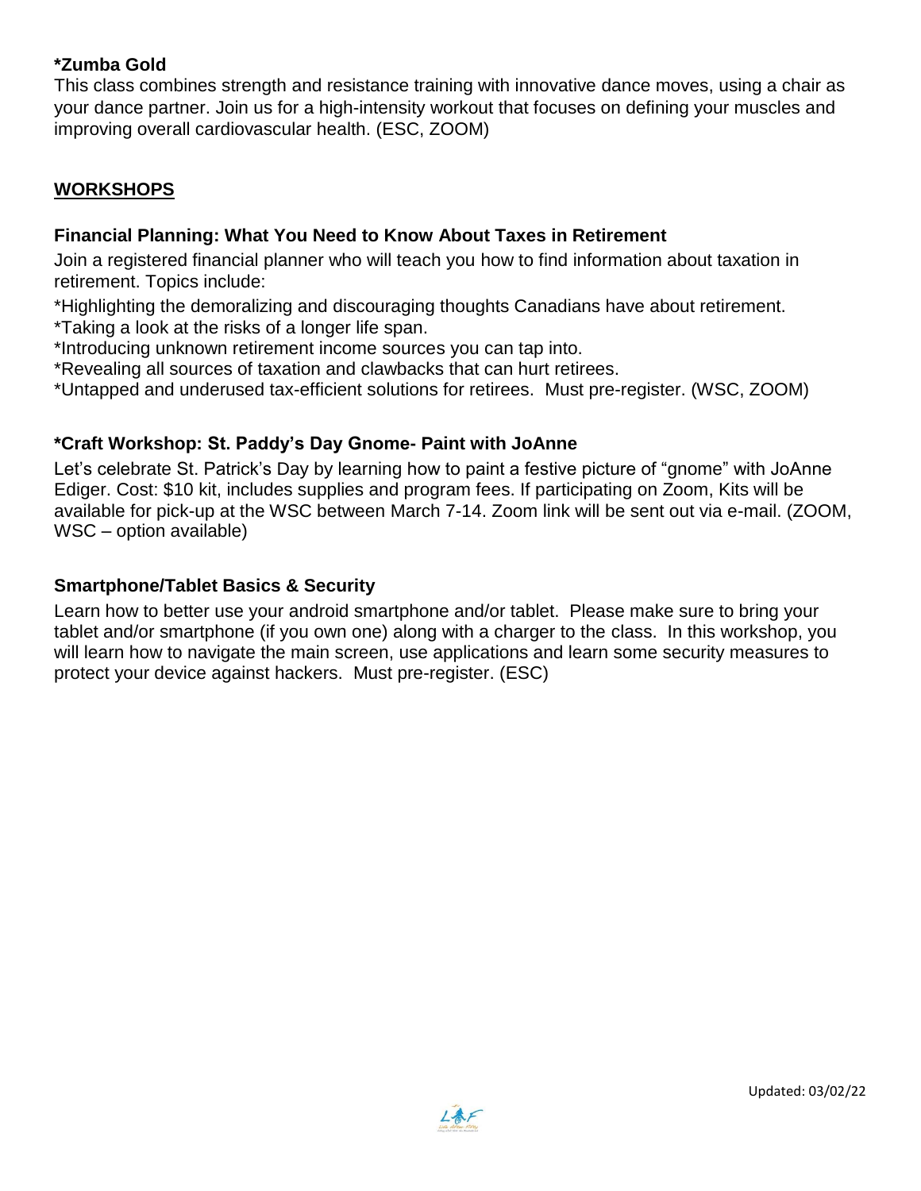### *Zumba Gold

This class combines strength and resistance training with innovative dance moves, using a chair as your dance partner. Join us for a high-intensity workout that focuses on defining your muscles and improving overall cardiovascular health. (ESC, ZOOM)

## WORKSHOPS

### Financial Planning: What You Need to Know About Taxes in Retirement

Join a registered financial planner who will teach you how to find information about taxation in retirement. Topics include:

*Highlighting the demoralizing and discouraging thoughts Canadians have about retirement.
*Taking a look at the risks of a longer life span.
*Introducing unknown retirement income sources you can tap into.
*Revealing all sources of taxation and clawbacks that can hurt retirees.
*Untapped and underused tax-efficient solutions for retirees. Must pre-register. (WSC, ZOOM)

### *Craft Workshop: St. Paddy's Day Gnome- Paint with JoAnne

Let's celebrate St. Patrick's Day by learning how to paint a festive picture of "gnome" with JoAnne Ediger. Cost: $10 kit, includes supplies and program fees. If participating on Zoom, Kits will be available for pick-up at the WSC between March 7-14. Zoom link will be sent out via e-mail. (ZOOM, WSC – option available)

### Smartphone/Tablet Basics & Security

Learn how to better use your android smartphone and/or tablet. Please make sure to bring your tablet and/or smartphone (if you own one) along with a charger to the class. In this workshop, you will learn how to navigate the main screen, use applications and learn some security measures to protect your device against hackers. Must pre-register. (ESC)

Updated: 03/02/22